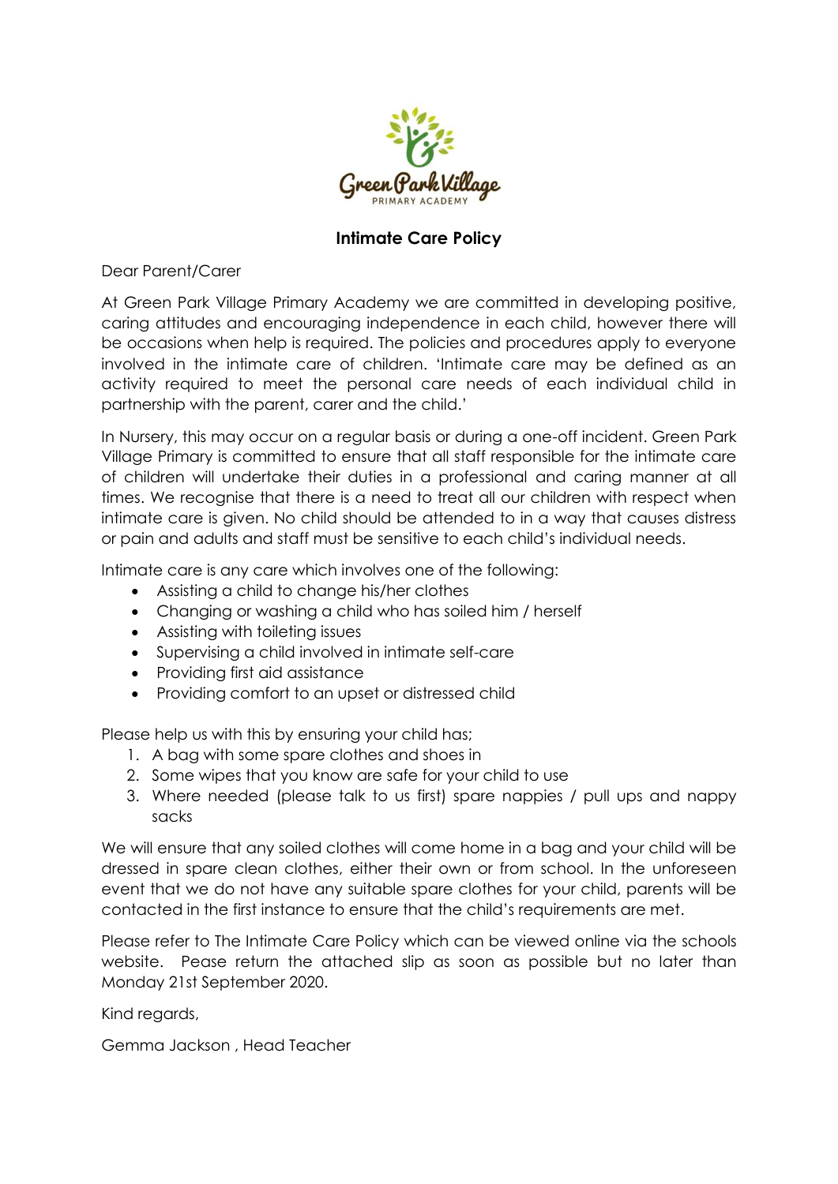Green Park Village
PRIMARY ACADEMY

## Intimate Care Policy

Dear Parent/Carer

At Green Park Village Primary Academy we are committed in developing positive, caring attitudes and encouraging independence in each child, however there will be occasions when help is required. The policies and procedures apply to everyone involved in the intimate care of children. 'Intimate care may be defined as an activity required to meet the personal care needs of each individual child in partnership with the parent, carer and the child.'

In Nursery, this may occur on a regular basis or during a one-off incident. Green Park Village Primary is committed to ensure that all staff responsible for the intimate care of children will undertake their duties in a professional and caring manner at all times. We recognise that there is a need to treat all our children with respect when intimate care is given. No child should be attended to in a way that causes distress or pain and adults and staff must be sensitive to each child's individual needs.

Intimate care is any care which involves one of the following:

- Assisting a child to change his/her clothes
- Changing or washing a child who has soiled him / herself
- Assisting with toileting issues
- Supervising a child involved in intimate self-care
- Providing first aid assistance
- Providing comfort to an upset or distressed child

Please help us with this by ensuring your child has;

1. A bag with some spare clothes and shoes in
2. Some wipes that you know are safe for your child to use
3. Where needed (please talk to us first) spare nappies / pull ups and nappy sacks

We will ensure that any soiled clothes will come home in a bag and your child will be dressed in spare clean clothes, either their own or from school. In the unforeseen event that we do not have any suitable spare clothes for your child, parents will be contacted in the first instance to ensure that the child's requirements are met.

Please refer to The Intimate Care Policy which can be viewed online via the schools website. Pease return the attached slip as soon as possible but no later than Monday 21st September 2020.

Kind regards,

Gemma Jackson , Head Teacher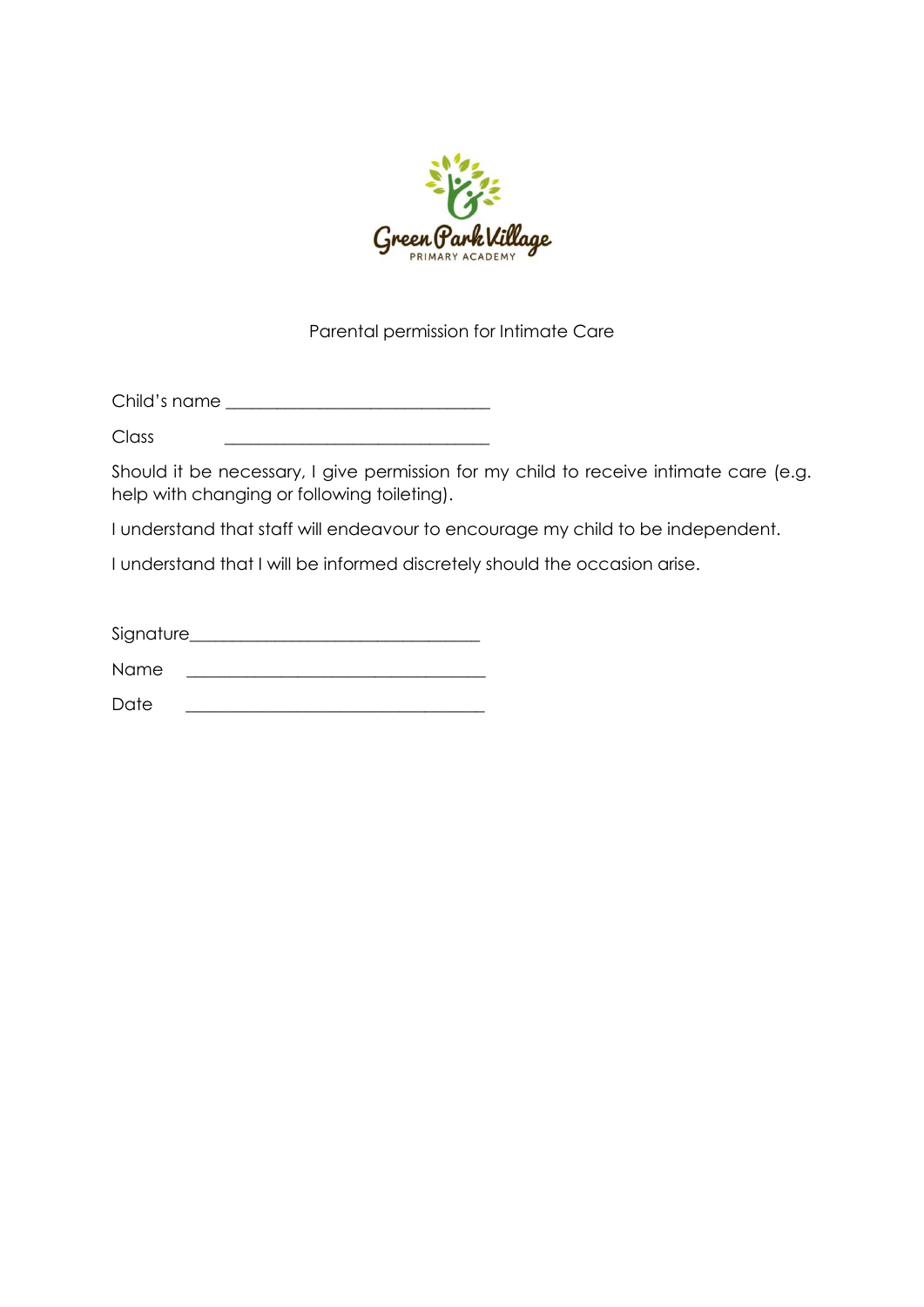Green Park Village
PRIMARY ACADEMY

Parental permission for Intimate Care

Child's name ______________________________

Class ______________________________

Should it be necessary, I give permission for my child to receive intimate care (e.g. help with changing or following toileting).

I understand that staff will endeavour to encourage my child to be independent.

I understand that I will be informed discretely should the occasion arise.

Signature_________________________________

Name __________________________________

Date __________________________________